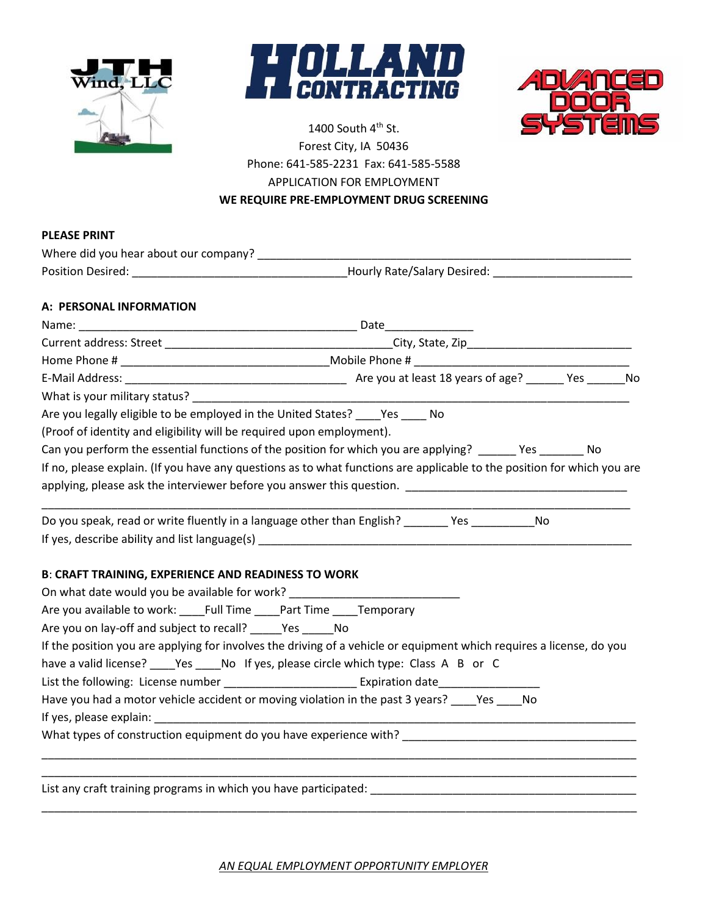JTH Wind, LLC

# HOLLAND CONTRACTING

ADVANCED DOOR SYSTEMS

1400 South 4th St.
Forest City, IA 50436
Phone: 641-585-2231 Fax: 641-585-5588
APPLICATION FOR EMPLOYMENT
**WE REQUIRE PRE-EMPLOYMENT DRUG SCREENING**

**PLEASE PRINT**

Where did you hear about our company? ______________________________________________________________

Position Desired: _________________________________ Hourly Rate/Salary Desired: _____________________

## A: PERSONAL INFORMATION

Name: ___________________________________________ Date_____________

Current address: Street ___________________________________City, State, Zip___________________________

Home Phone # _________________________________Mobile Phone # ____________________________________

E-Mail Address: __________________________________ Are you at least 18 years of age? ______ Yes ______No

What is your military status? _________________________________________________________________________

Are you legally eligible to be employed in the United States? ____Yes ____ No

(Proof of identity and eligibility will be required upon employment).

Can you perform the essential functions of the position for which you are applying? ______ Yes _______ No

If no, please explain. (If you have any questions as to what functions are applicable to the position for which you are applying, please ask the interviewer before you answer this question. __________________________________

_____________________________________________________________________________________________

Do you speak, read or write fluently in a language other than English? _______ Yes __________No

If yes, describe ability and list language(s) ________________________________________________________

## B: CRAFT TRAINING, EXPERIENCE AND READINESS TO WORK

On what date would you be available for work? __________________________

Are you available to work: ____Full Time ____Part Time ____Temporary

Are you on lay-off and subject to recall? _____Yes _____No

If the position you are applying for involves the driving of a vehicle or equipment which requires a license, do you have a valid license? ____Yes ____No If yes, please circle which type: Class A B or C

List the following: License number _____________________ Expiration date________________

Have you had a motor vehicle accident or moving violation in the past 3 years? ____Yes ____No

If yes, please explain: __________________________________________________________________________

What types of construction equipment do you have experience with? _____________________________________

_____________________________________________________________________________________________

_____________________________________________________________________________________________

List any craft training programs in which you have participated: ________________________________________

_____________________________________________________________________________________________

*AN EQUAL EMPLOYMENT OPPORTUNITY EMPLOYER*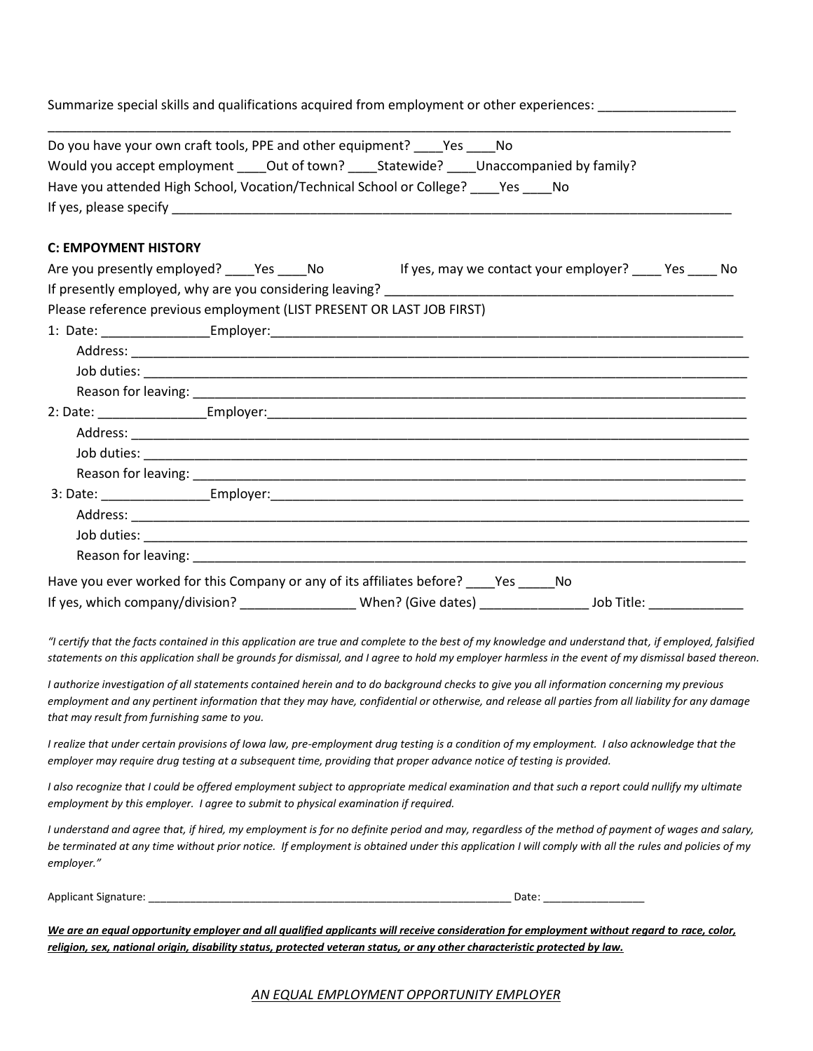Summarize special skills and qualifications acquired from employment or other experiences: ___________________
_______________________________________________________________________________________________

Do you have your own craft tools, PPE and other equipment? ____Yes ____No

Would you accept employment ____Out of town? ____Statewide? ____Unaccompanied by family?

Have you attended High School, Vocation/Technical School or College? ____Yes ____No

If yes, please specify _______________________________________________________________________________

**C: EMPOYMENT HISTORY**

Are you presently employed? ____Yes ____No If yes, may we contact your employer? ____ Yes ____ No

If presently employed, why are you considering leaving? _________________________________________________

Please reference previous employment (LIST PRESENT OR LAST JOB FIRST)

1: Date: _______________Employer:__________________________________________________________________

Address: ________________________________________________________________________________

Job duties: ______________________________________________________________________________

Reason for leaving: ________________________________________________________________________

2: Date: _______________Employer:__________________________________________________________________

Address: ________________________________________________________________________________

Job duties: ______________________________________________________________________________

Reason for leaving: ________________________________________________________________________

3: Date: _______________Employer:__________________________________________________________________

Address: ________________________________________________________________________________

Job duties: ______________________________________________________________________________

Reason for leaving: ________________________________________________________________________

Have you ever worked for this Company or any of its affiliates before? ____Yes _____No

If yes, which company/division? ________________ When? (Give dates) _______________ Job Title: _____________

*"I certify that the facts contained in this application are true and complete to the best of my knowledge and understand that, if employed, falsified statements on this application shall be grounds for dismissal, and I agree to hold my employer harmless in the event of my dismissal based thereon.*

*I authorize investigation of all statements contained herein and to do background checks to give you all information concerning my previous employment and any pertinent information that they may have, confidential or otherwise, and release all parties from all liability for any damage that may result from furnishing same to you.*

*I realize that under certain provisions of Iowa law, pre-employment drug testing is a condition of my employment. I also acknowledge that the employer may require drug testing at a subsequent time, providing that proper advance notice of testing is provided.*

*I also recognize that I could be offered employment subject to appropriate medical examination and that such a report could nullify my ultimate employment by this employer. I agree to submit to physical examination if required.*

*I understand and agree that, if hired, my employment is for no definite period and may, regardless of the method of payment of wages and salary, be terminated at any time without prior notice. If employment is obtained under this application I will comply with all the rules and policies of my employer."*

Applicant Signature: _______________________________________________________________ Date: _________________

***We are an equal opportunity employer and all qualified applicants will receive consideration for employment without regard to race, color, religion, sex, national origin, disability status, protected veteran status, or any other characteristic protected by law.***

*AN EQUAL EMPLOYMENT OPPORTUNITY EMPLOYER*